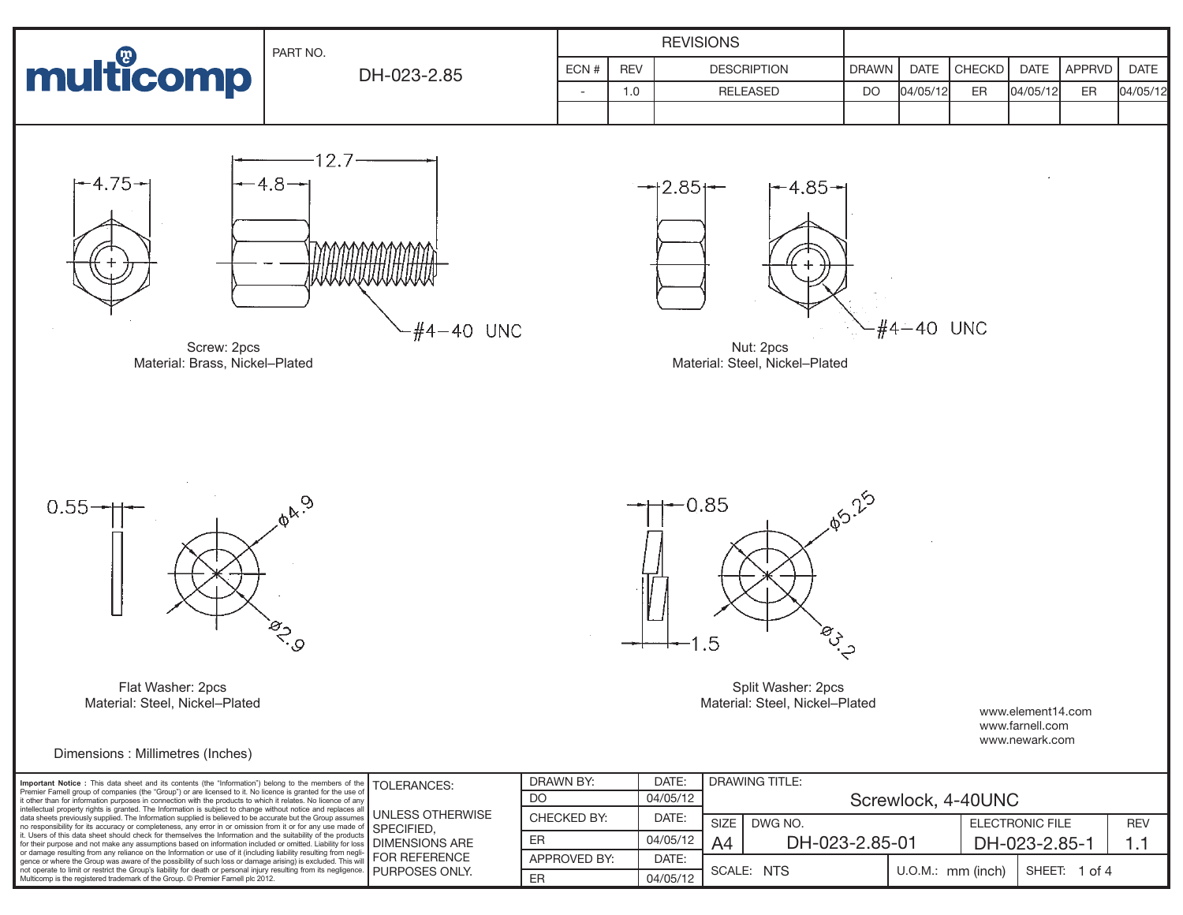# multicomp

PART NO. DH-023-2.85

| REVISIONS | | | | | | | | |
|---|---|---|---|---|---|---|---|---|
| ECN # | REV | DESCRIPTION | DRAWN | DATE | CHECKD | DATE | APPRVD | DATE |
| - | 1.0 | RELEASED | DO | 04/05/12 | ER | 04/05/12 | ER | 04/05/12 |

4.75

12.7

4.8

#4-40 UNC

Screw: 2pcs
Material: Brass, Nickel–Plated

2.85

4.85

#4-40 UNC

Nut: 2pcs
Material: Steel, Nickel–Plated

0.55

ϕ4.9

ϕ2.9

Flat Washer: 2pcs
Material: Steel, Nickel–Plated

0.85

ϕ5.25

1.5

ϕ3.2

Split Washer: 2pcs
Material: Steel, Nickel–Plated

www.element14.com
www.farnell.com
www.newark.com

Dimensions : Millimetres (Inches)

**Important Notice** : This data sheet and its contents (the "Information") belong to the members of the Premier Farnell group of companies (the "Group") or are licensed to it. No licence is granted for the use of it other than for information purposes in connection with the products to which it relates. No licence of any intellectual property rights is granted. The Information is subject to change without notice and replaces all data sheets previously supplied. The Information supplied is believed to be accurate but the Group assumes no responsibility for its accuracy or completeness, any error in or omission from it or for any use made of it. Users of this data sheet should check for themselves the Information and the suitability of the products for their purpose and not make any assumptions based on information included or omitted. Liability for loss or damage resulting from any reliance on the Information or use of it (including liability resulting from negligence or where the Group was aware of the possibility of such loss or damage arising) is excluded. This will not operate to limit or restrict the Group's liability for death or personal injury resulting from its negligence. Multicomp is the registered trademark of the Group. © Premier Farnell plc 2012.

TOLERANCES:

UNLESS OTHERWISE SPECIFIED, DIMENSIONS ARE FOR REFERENCE PURPOSES ONLY.

| DRAWN BY: | DATE: |
|---|---|
| DO | 04/05/12 |
| CHECKED BY: | DATE: |
| ER | 04/05/12 |
| APPROVED BY: | DATE: |
| ER | 04/05/12 |

DRAWING TITLE: Screwlock, 4-40UNC

| SIZE | DWG NO. | ELECTRONIC FILE | REV |
|---|---|---|---|
| A4 | DH-023-2.85-01 | DH-023-2.85-1 | 1.1 |

SCALE: NTS | U.O.M.: mm (inch) | SHEET: 1 of 4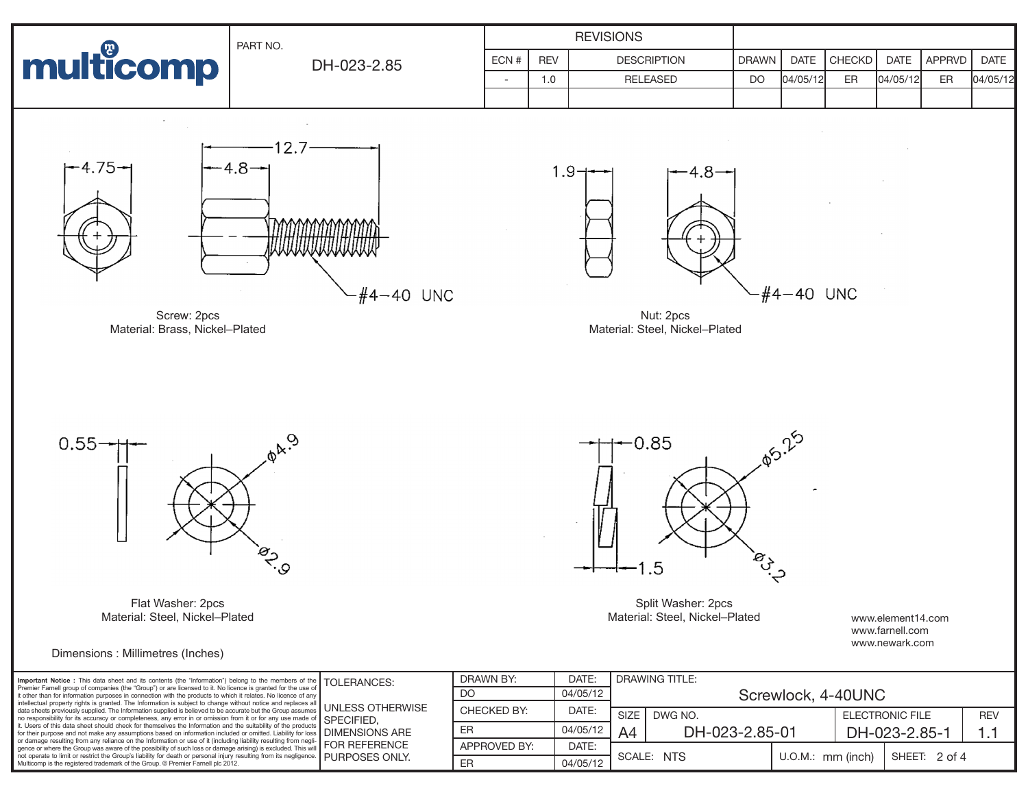multicomp

PART NO. DH-023-2.85

| REVISIONS | | | | | | | | |
|---|---|---|---|---|---|---|---|---|
| ECN # | REV | DESCRIPTION | DRAWN | DATE | CHECKD | DATE | APPRVD | DATE |
| - | 1.0 | RELEASED | DO | 04/05/12 | ER | 04/05/12 | ER | 04/05/12 |

4.75 | 12.7 | 4.8 | #4–40 UNC

Screw: 2pcs
Material: Brass, Nickel–Plated

1.9 | 4.8 | #4–40 UNC

Nut: 2pcs
Material: Steel, Nickel–Plated

0.55 | ø4.9 | ø2.9

Flat Washer: 2pcs
Material: Steel, Nickel–Plated

0.85 | ø5.25 | 1.5 | ø3.2

Split Washer: 2pcs
Material: Steel, Nickel–Plated

Dimensions : Millimetres (Inches)

www.element14.com
www.farnell.com
www.newark.com

**Important Notice :** This data sheet and its contents (the "Information") belong to the members of the Premier Farnell group of companies (the "Group") or are licensed to it. No licence is granted for the use of it other than for information purposes in connection with the products to which it relates. No licence of any intellectual property rights is granted. The Information is subject to change without notice and replaces all data sheets previously supplied. The Information supplied is believed to be accurate but the Group assumes no responsibility for its accuracy or completeness, any error in or omission from it or for any use made of it. Users of this data sheet should check for themselves the Information and the suitability of the products for their purpose and not make any assumptions based on information included or omitted. Liability for loss or damage resulting from any reliance on the Information or use of it (including liability resulting from negligence or where the Group was aware of the possibility of such loss or damage arising) is excluded. This will not operate to limit or restrict the Group's liability for death or personal injury resulting from its negligence. Multicomp is the registered trademark of the Group. © Premier Farnell plc 2012.

TOLERANCES:

UNLESS OTHERWISE SPECIFIED, DIMENSIONS ARE FOR REFERENCE PURPOSES ONLY.

| DRAWN BY: | DATE: |
|---|---|
| DO | 04/05/12 |
| CHECKED BY: | DATE: |
| ER | 04/05/12 |
| APPROVED BY: | DATE: |
| ER | 04/05/12 |

DRAWING TITLE: Screwlock, 4-40UNC

| SIZE | DWG NO. | ELECTRONIC FILE | REV |
|---|---|---|---|
| A4 | DH-023-2.85-01 | DH-023-2.85-1 | 1.1 |

SCALE: NTS | U.O.M.: mm (inch) | SHEET: 2 of 4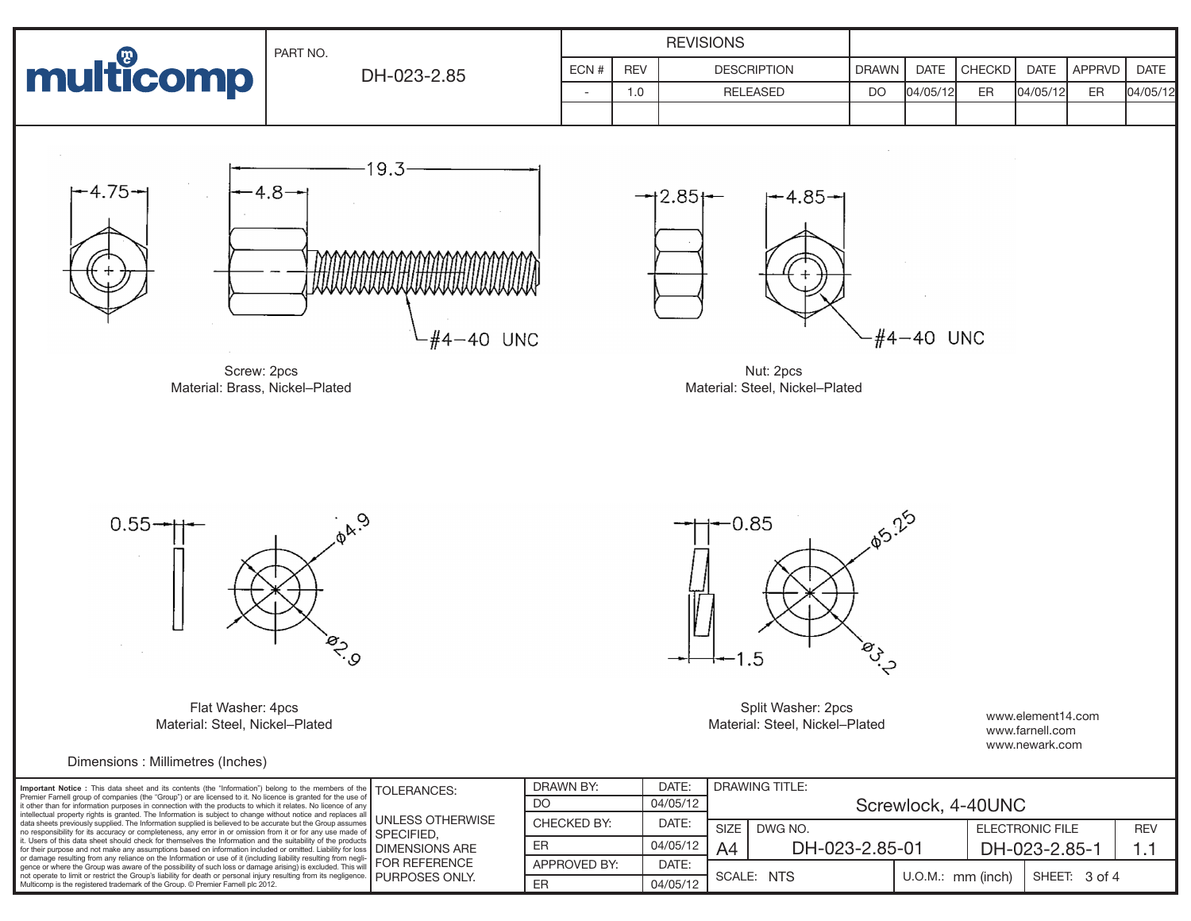# multicomp

PART NO. DH-023-2.85

| REVISIONS | | | | | | | | |
|---|---|---|---|---|---|---|---|---|
| ECN # | REV | DESCRIPTION | DRAWN | DATE | CHECKD | DATE | APPRVD | DATE |
| - | 1.0 | RELEASED | DO | 04/05/12 | ER | 04/05/12 | ER | 04/05/12 |

4.75  4.8  19.3

#4–40 UNC

Screw: 2pcs
Material: Brass, Nickel–Plated

2.85  4.85

#4–40 UNC

Nut: 2pcs
Material: Steel, Nickel–Plated

0.55  ø4.9  ø2.9

Flat Washer: 4pcs
Material: Steel, Nickel–Plated

0.85  ø5.25  1.5  ø3.2

Split Washer: 2pcs
Material: Steel, Nickel–Plated

www.element14.com
www.farnell.com
www.newark.com

Dimensions : Millimetres (Inches)

**Important Notice :** This data sheet and its contents (the "Information") belong to the members of the Premier Farnell group of companies (the "Group") or are licensed to it. No licence is granted for the use of it other than for information purposes in connection with the products to which it relates. No licence of any intellectual property rights is granted. The Information is subject to change without notice and replaces all data sheets previously supplied. The Information supplied is believed to be accurate but the Group assumes no responsibility for its accuracy or completeness, any error in or omission from it or for any use made of it. Users of this data sheet should check for themselves the Information and the suitability of the products for their purpose and not make any assumptions based on information included or omitted. Liability for loss or damage resulting from any reliance on the Information or use of it (including liability resulting from negligence or where the Group was aware of the possibility of such loss or damage arising) is excluded. This will not operate to limit or restrict the Group's liability for death or personal injury resulting from its negligence. Multicomp is the registered trademark of the Group. © Premier Farnell plc 2012.

TOLERANCES:

UNLESS OTHERWISE SPECIFIED, DIMENSIONS ARE FOR REFERENCE PURPOSES ONLY.

| DRAWN BY: | DATE: |
|---|---|
| DO | 04/05/12 |
| CHECKED BY: | DATE: |
| ER | 04/05/12 |
| APPROVED BY: | DATE: |
| ER | 04/05/12 |

DRAWING TITLE: Screwlock, 4-40UNC

| SIZE | DWG NO. | ELECTRONIC FILE | REV |
|---|---|---|---|
| A4 | DH-023-2.85-01 | DH-023-2.85-1 | 1.1 |

SCALE: NTS | U.O.M.: mm (inch) | SHEET: 3 of 4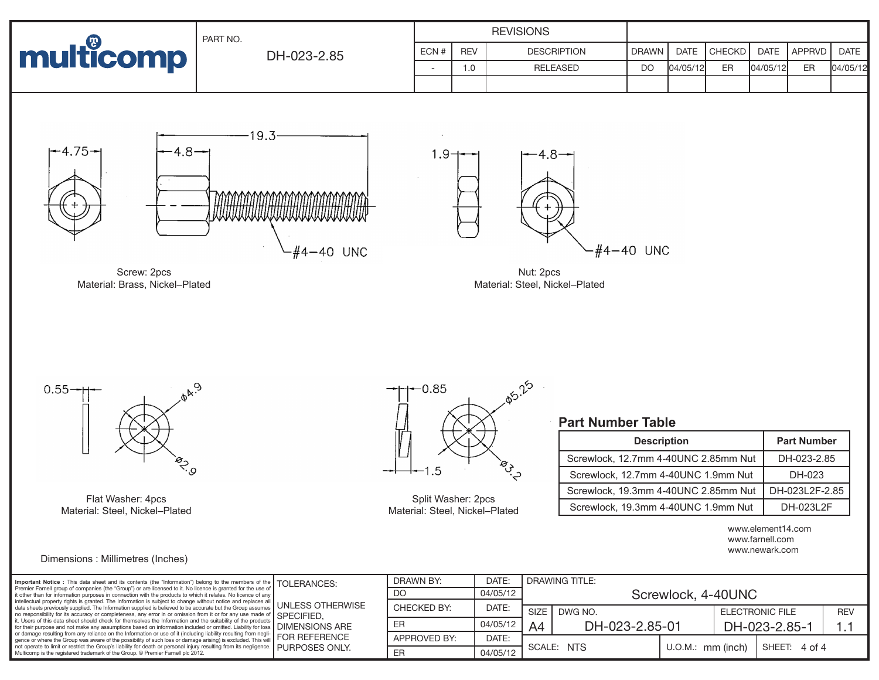**multicomp**

PART NO. DH-023-2.85

| REVISIONS | | | | | | | | |
|---|---|---|---|---|---|---|---|---|
| ECN # | REV | DESCRIPTION | DRAWN | DATE | CHECKD | DATE | APPRVD | DATE |
| - | 1.0 | RELEASED | DO | 04/05/12 | ER | 04/05/12 | ER | 04/05/12 |

4.75
4.8
19.3
#4–40 UNC

Screw: 2pcs
Material: Brass, Nickel–Plated

1.9
4.8
#4–40 UNC

Nut: 2pcs
Material: Steel, Nickel–Plated

0.55
ϕ4.9
ϕ2.9

Flat Washer: 4pcs
Material: Steel, Nickel–Plated

0.85
ϕ5.25
1.5
ϕ3.2

Split Washer: 2pcs
Material: Steel, Nickel–Plated

## Part Number Table

| Description | Part Number |
|---|---|
| Screwlock, 12.7mm 4-40UNC 2.85mm Nut | DH-023-2.85 |
| Screwlock, 12.7mm 4-40UNC 1.9mm Nut | DH-023 |
| Screwlock, 19.3mm 4-40UNC 2.85mm Nut | DH-023L2F-2.85 |
| Screwlock, 19.3mm 4-40UNC 1.9mm Nut | DH-023L2F |

www.element14.com
www.farnell.com
www.newark.com

Dimensions : Millimetres (Inches)

**Important Notice :** This data sheet and its contents (the "Information") belong to the members of the Premier Farnell group of companies (the "Group") or are licensed to it. No licence is granted for the use of it other than for information purposes in connection with the products to which it relates. No licence of any intellectual property rights is granted. The Information is subject to change without notice and replaces all data sheets previously supplied. The Information supplied is believed to be accurate but the Group assumes no responsibility for its accuracy or completeness, any error in or omission from it or for any use made of it. Users of this data sheet should check for themselves the Information and the suitability of the products for their purpose and not make any assumptions based on information included or omitted. Liability for loss or damage resulting from any reliance on the Information or use of it (including liability resulting from negligence or where the Group was aware of the possibility of such loss or damage arising) is excluded. This will not operate to limit or restrict the Group's liability for death or personal injury resulting from its negligence. Multicomp is the registered trademark of the Group. © Premier Farnell plc 2012.

TOLERANCES:

UNLESS OTHERWISE SPECIFIED, DIMENSIONS ARE FOR REFERENCE PURPOSES ONLY.

| | | |
|---|---|---|
| DRAWN BY: | DO | DATE: 04/05/12 |
| CHECKED BY: | ER | DATE: 04/05/12 |
| APPROVED BY: | ER | DATE: 04/05/12 |

DRAWING TITLE: Screwlock, 4-40UNC

| SIZE | DWG NO. | ELECTRONIC FILE | REV |
|---|---|---|---|
| A4 | DH-023-2.85-01 | DH-023-2.85-1 | 1.1 |

SCALE: NTS | U.O.M.: mm (inch) | SHEET: 4 of 4